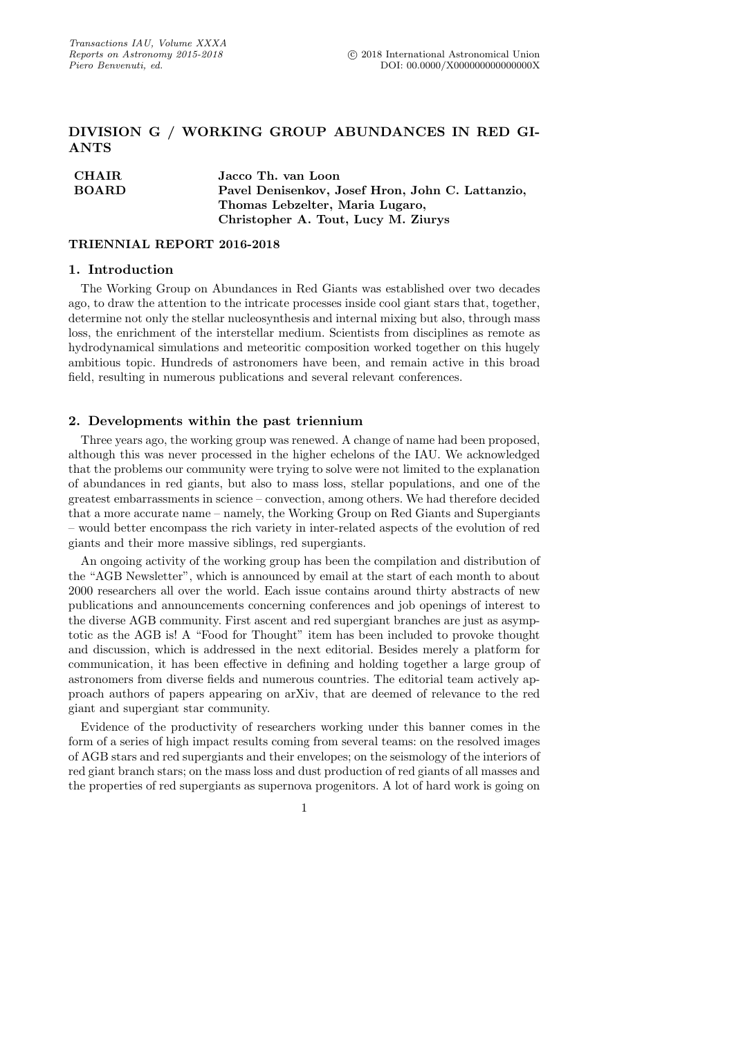# DIVISION G / WORKING GROUP ABUNDANCES IN RED GIANTS

| | |
|---|---|
| **CHAIR** | **Jacco Th. van Loon** |
| **BOARD** | **Pavel Denisenkov, Josef Hron, John C. Lattanzio, Thomas Lebzelter, Maria Lugaro, Christopher A. Tout, Lucy M. Ziurys** |

**TRIENNIAL REPORT 2016-2018**

## 1. Introduction

The Working Group on Abundances in Red Giants was established over two decades ago, to draw the attention to the intricate processes inside cool giant stars that, together, determine not only the stellar nucleosynthesis and internal mixing but also, through mass loss, the enrichment of the interstellar medium. Scientists from disciplines as remote as hydrodynamical simulations and meteoritic composition worked together on this hugely ambitious topic. Hundreds of astronomers have been, and remain active in this broad field, resulting in numerous publications and several relevant conferences.

## 2. Developments within the past triennium

Three years ago, the working group was renewed. A change of name had been proposed, although this was never processed in the higher echelons of the IAU. We acknowledged that the problems our community were trying to solve were not limited to the explanation of abundances in red giants, but also to mass loss, stellar populations, and one of the greatest embarrassments in science – convection, among others. We had therefore decided that a more accurate name – namely, the Working Group on Red Giants and Supergiants – would better encompass the rich variety in inter-related aspects of the evolution of red giants and their more massive siblings, red supergiants.

An ongoing activity of the working group has been the compilation and distribution of the "AGB Newsletter", which is announced by email at the start of each month to about 2000 researchers all over the world. Each issue contains around thirty abstracts of new publications and announcements concerning conferences and job openings of interest to the diverse AGB community. First ascent and red supergiant branches are just as asymptotic as the AGB is! A "Food for Thought" item has been included to provoke thought and discussion, which is addressed in the next editorial. Besides merely a platform for communication, it has been effective in defining and holding together a large group of astronomers from diverse fields and numerous countries. The editorial team actively approach authors of papers appearing on arXiv, that are deemed of relevance to the red giant and supergiant star community.

Evidence of the productivity of researchers working under this banner comes in the form of a series of high impact results coming from several teams: on the resolved images of AGB stars and red supergiants and their envelopes; on the seismology of the interiors of red giant branch stars; on the mass loss and dust production of red giants of all masses and the properties of red supergiants as supernova progenitors. A lot of hard work is going on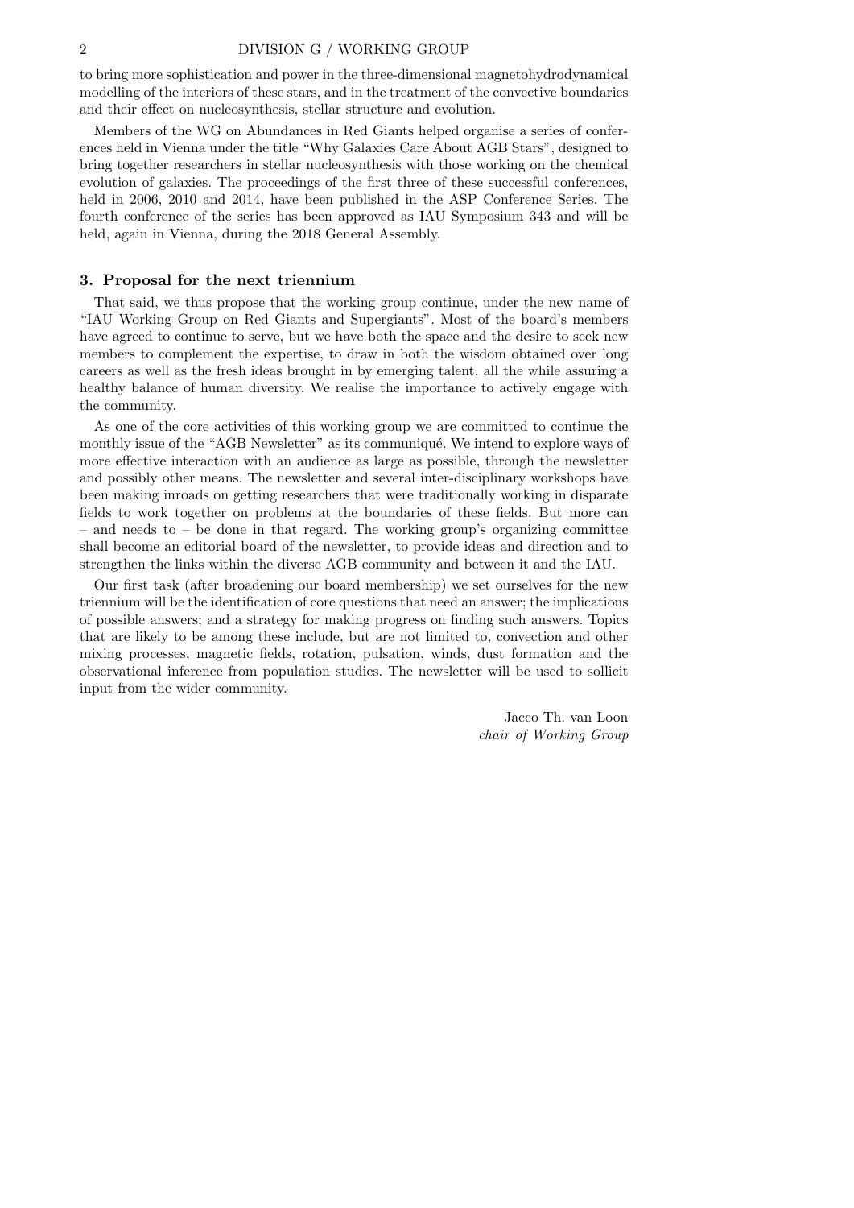to bring more sophistication and power in the three-dimensional magnetohydrodynamical modelling of the interiors of these stars, and in the treatment of the convective boundaries and their effect on nucleosynthesis, stellar structure and evolution.

Members of the WG on Abundances in Red Giants helped organise a series of conferences held in Vienna under the title "Why Galaxies Care About AGB Stars", designed to bring together researchers in stellar nucleosynthesis with those working on the chemical evolution of galaxies. The proceedings of the first three of these successful conferences, held in 2006, 2010 and 2014, have been published in the ASP Conference Series. The fourth conference of the series has been approved as IAU Symposium 343 and will be held, again in Vienna, during the 2018 General Assembly.

## 3. Proposal for the next triennium

That said, we thus propose that the working group continue, under the new name of "IAU Working Group on Red Giants and Supergiants". Most of the board's members have agreed to continue to serve, but we have both the space and the desire to seek new members to complement the expertise, to draw in both the wisdom obtained over long careers as well as the fresh ideas brought in by emerging talent, all the while assuring a healthy balance of human diversity. We realise the importance to actively engage with the community.

As one of the core activities of this working group we are committed to continue the monthly issue of the "AGB Newsletter" as its communiqué. We intend to explore ways of more effective interaction with an audience as large as possible, through the newsletter and possibly other means. The newsletter and several inter-disciplinary workshops have been making inroads on getting researchers that were traditionally working in disparate fields to work together on problems at the boundaries of these fields. But more can – and needs to – be done in that regard. The working group's organizing committee shall become an editorial board of the newsletter, to provide ideas and direction and to strengthen the links within the diverse AGB community and between it and the IAU.

Our first task (after broadening our board membership) we set ourselves for the new triennium will be the identification of core questions that need an answer; the implications of possible answers; and a strategy for making progress on finding such answers. Topics that are likely to be among these include, but are not limited to, convection and other mixing processes, magnetic fields, rotation, pulsation, winds, dust formation and the observational inference from population studies. The newsletter will be used to sollicit input from the wider community.

Jacco Th. van Loon
*chair of Working Group*